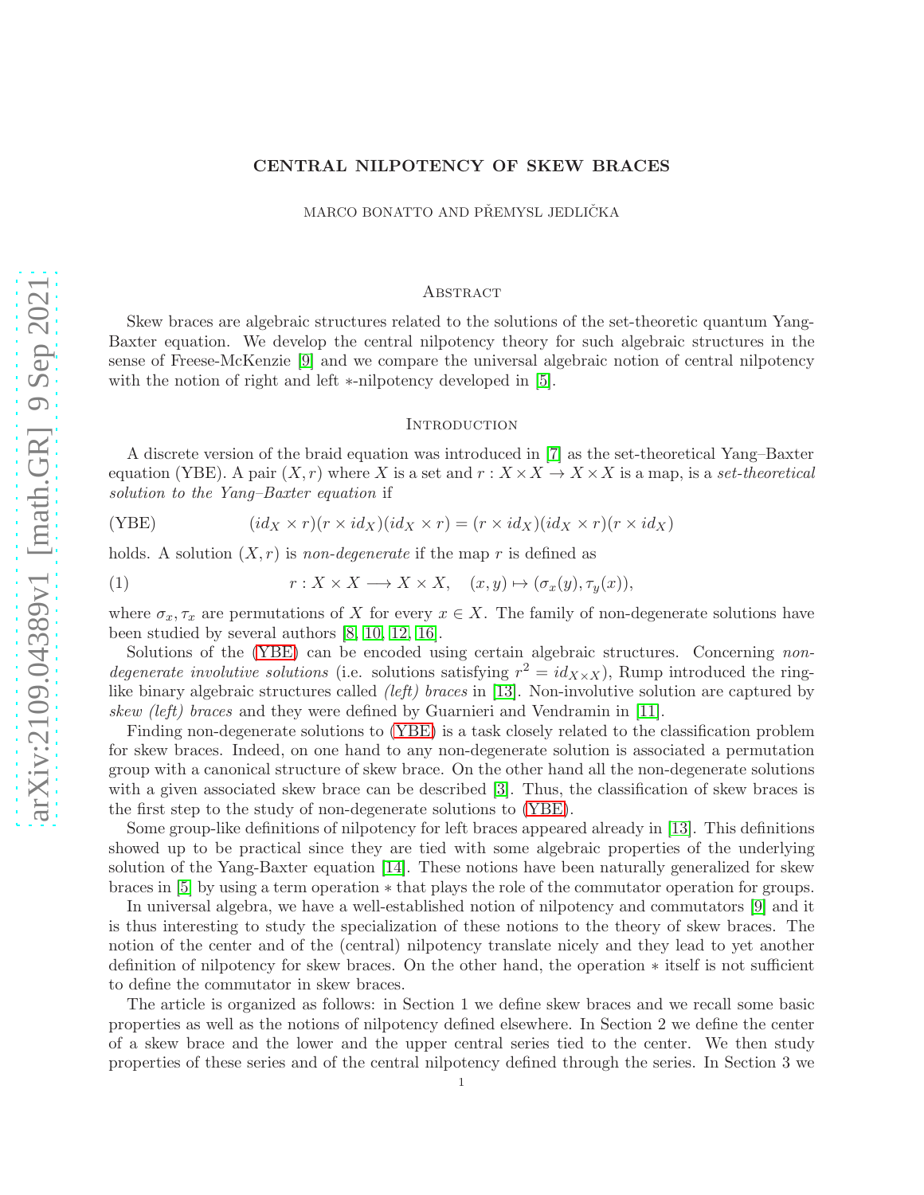# CENTRAL NILPOTENCY OF SKEW BRACES

MARCO BONATTO AND PŘEMYSL JEDLIČKA

## Abstract

Skew braces are algebraic structures related to the solutions of the set-theoretic quantum Yang-Baxter equation. We develop the central nilpotency theory for such algebraic structures in the sense of Freese-McKenzie [9] and we compare the universal algebraic notion of central nilpotency with the notion of right and left $*$-nilpotency developed in [5].

## Introduction

A discrete version of the braid equation was introduced in [7] as the set-theoretical Yang–Baxter equation (YBE). A pair $(X, r)$ where $X$ is a set and $r : X \times X \to X \times X$ is a map, is a *set-theoretical solution to the Yang–Baxter equation* if

$$(id_X \times r)(r \times id_X)(id_X \times r) = (r \times id_X)(id_X \times r)(r \times id_X) \tag{YBE}$$

holds. A solution $(X, r)$ is *non-degenerate* if the map $r$ is defined as

$$r : X \times X \longrightarrow X \times X, \quad (x, y) \mapsto (\sigma_x(y), \tau_y(x)), \tag{1}$$

where $\sigma_x, \tau_x$ are permutations of $X$ for every $x \in X$. The family of non-degenerate solutions have been studied by several authors [8, 10, 12, 16].

Solutions of the (YBE) can be encoded using certain algebraic structures. Concerning *non-degenerate involutive solutions* (i.e. solutions satisfying $r^2 = id_{X\times X}$), Rump introduced the ring-like binary algebraic structures called *(left) braces* in [13]. Non-involutive solution are captured by *skew (left) braces* and they were defined by Guarnieri and Vendramin in [11].

Finding non-degenerate solutions to (YBE) is a task closely related to the classification problem for skew braces. Indeed, on one hand to any non-degenerate solution is associated a permutation group with a canonical structure of skew brace. On the other hand all the non-degenerate solutions with a given associated skew brace can be described [3]. Thus, the classification of skew braces is the first step to the study of non-degenerate solutions to (YBE).

Some group-like definitions of nilpotency for left braces appeared already in [13]. This definitions showed up to be practical since they are tied with some algebraic properties of the underlying solution of the Yang-Baxter equation [14]. These notions have been naturally generalized for skew braces in [5] by using a term operation $*$ that plays the role of the commutator operation for groups.

In universal algebra, we have a well-established notion of nilpotency and commutators [9] and it is thus interesting to study the specialization of these notions to the theory of skew braces. The notion of the center and of the (central) nilpotency translate nicely and they lead to yet another definition of nilpotency for skew braces. On the other hand, the operation $*$ itself is not sufficient to define the commutator in skew braces.

The article is organized as follows: in Section 1 we define skew braces and we recall some basic properties as well as the notions of nilpotency defined elsewhere. In Section 2 we define the center of a skew brace and the lower and the upper central series tied to the center. We then study properties of these series and of the central nilpotency defined through the series. In Section 3 we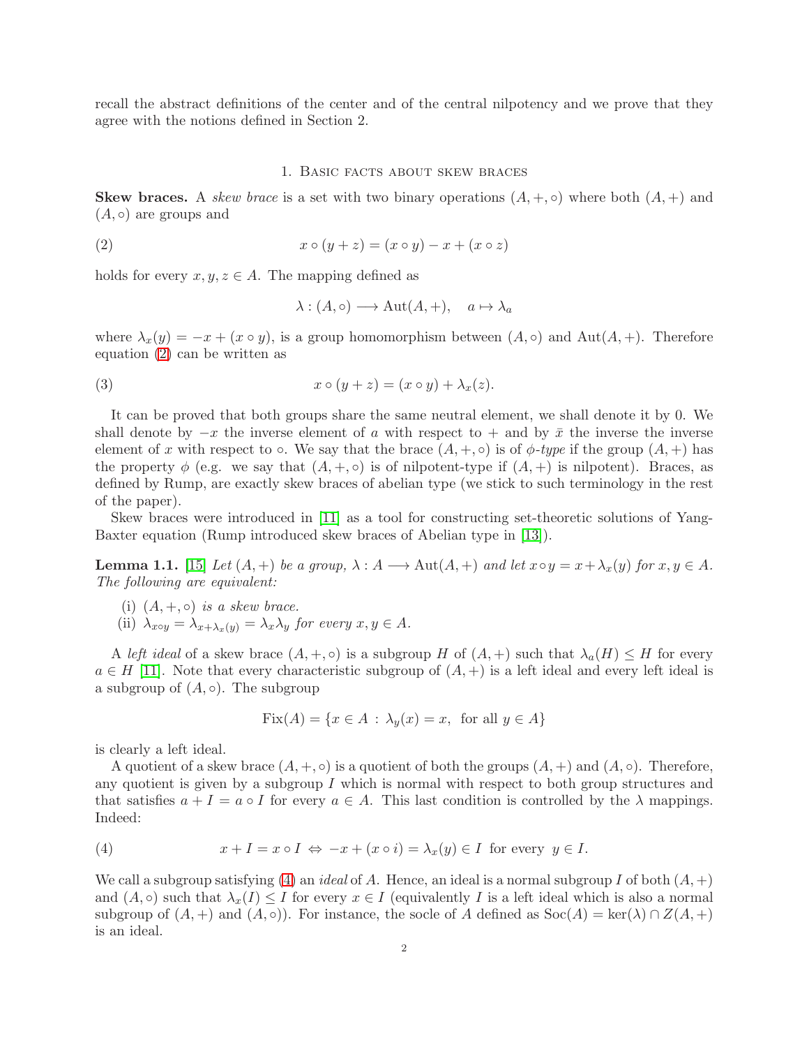recall the abstract definitions of the center and of the central nilpotency and we prove that they agree with the notions defined in Section 2.

## 1. Basic facts about skew braces

**Skew braces.** A *skew brace* is a set with two binary operations $(A, +, \circ)$ where both $(A, +)$ and $(A, \circ)$ are groups and

$$x \circ (y + z) = (x \circ y) - x + (x \circ z) \tag{2}$$

holds for every $x, y, z \in A$. The mapping defined as

$$\lambda : (A, \circ) \longrightarrow \mathrm{Aut}(A, +), \quad a \mapsto \lambda_a$$

where $\lambda_x(y) = -x + (x \circ y)$, is a group homomorphism between $(A, \circ)$ and $\mathrm{Aut}(A, +)$. Therefore equation (2) can be written as

$$x \circ (y + z) = (x \circ y) + \lambda_x(z). \tag{3}$$

It can be proved that both groups share the same neutral element, we shall denote it by 0. We shall denote by $-x$ the inverse element of $a$ with respect to $+$ and by $\bar{x}$ the inverse the inverse element of $x$ with respect to $\circ$. We say that the brace $(A, +, \circ)$ is of *$\phi$-type* if the group $(A, +)$ has the property $\phi$ (e.g. we say that $(A, +, \circ)$ is of nilpotent-type if $(A, +)$ is nilpotent). Braces, as defined by Rump, are exactly skew braces of abelian type (we stick to such terminology in the rest of the paper).

Skew braces were introduced in [11] as a tool for constructing set-theoretic solutions of Yang-Baxter equation (Rump introduced skew braces of Abelian type in [13]).

**Lemma 1.1.** [15] *Let $(A, +)$ be a group, $\lambda : A \longrightarrow \mathrm{Aut}(A, +)$ and let $x \circ y = x + \lambda_x(y)$ for $x, y \in A$. The following are equivalent:*

- (i) *$(A, +, \circ)$ is a skew brace.*
- (ii) *$\lambda_{x \circ y} = \lambda_{x + \lambda_x(y)} = \lambda_x \lambda_y$ for every $x, y \in A$.*

A *left ideal* of a skew brace $(A, +, \circ)$ is a subgroup $H$ of $(A, +)$ such that $\lambda_a(H) \leq H$ for every $a \in H$ [11]. Note that every characteristic subgroup of $(A, +)$ is a left ideal and every left ideal is a subgroup of $(A, \circ)$. The subgroup

$$\mathrm{Fix}(A) = \{x \in A \, : \, \lambda_y(x) = x, \text{ for all } y \in A\}$$

is clearly a left ideal.

A quotient of a skew brace $(A, +, \circ)$ is a quotient of both the groups $(A, +)$ and $(A, \circ)$. Therefore, any quotient is given by a subgroup $I$ which is normal with respect to both group structures and that satisfies $a + I = a \circ I$ for every $a \in A$. This last condition is controlled by the $\lambda$ mappings. Indeed:

$$x + I = x \circ I \, \Leftrightarrow \, -x + (x \circ i) = \lambda_x(y) \in I \text{ for every } y \in I. \tag{4}$$

We call a subgroup satisfying (4) an *ideal* of $A$. Hence, an ideal is a normal subgroup $I$ of both $(A, +)$ and $(A, \circ)$ such that $\lambda_x(I) \leq I$ for every $x \in I$ (equivalently $I$ is a left ideal which is also a normal subgroup of $(A, +)$ and $(A, \circ)$). For instance, the socle of $A$ defined as $\mathrm{Soc}(A) = \ker(\lambda) \cap Z(A, +)$ is an ideal.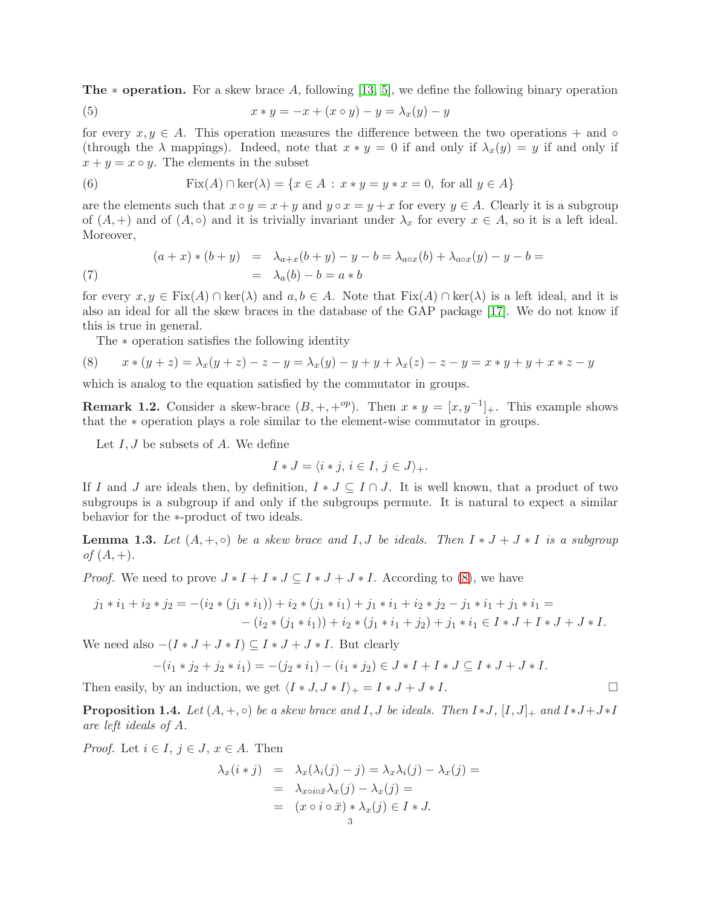**The $*$ operation.** For a skew brace $A$, following [13, 5], we define the following binary operation

$$x * y = -x + (x \circ y) - y = \lambda_x(y) - y \tag{5}$$

for every $x, y \in A$. This operation measures the difference between the two operations $+$ and $\circ$ (through the $\lambda$ mappings). Indeed, note that $x * y = 0$ if and only if $\lambda_x(y) = y$ if and only if $x + y = x \circ y$. The elements in the subset

$$\mathrm{Fix}(A) \cap \ker(\lambda) = \{x \in A \, : \, x * y = y * x = 0, \text{ for all } y \in A\} \tag{6}$$

are the elements such that $x \circ y = x + y$ and $y \circ x = y + x$ for every $y \in A$. Clearly it is a subgroup of $(A, +)$ and of $(A, \circ)$ and it is trivially invariant under $\lambda_x$ for every $x \in A$, so it is a left ideal. Moreover,

$$\begin{aligned} (a + x) * (b + y) &= \lambda_{a+x}(b + y) - y - b = \lambda_{a \circ x}(b) + \lambda_{a \circ x}(y) - y - b = \\ &= \lambda_a(b) - b = a * b \end{aligned} \tag{7}$$

for every $x, y \in \mathrm{Fix}(A) \cap \ker(\lambda)$ and $a, b \in A$. Note that $\mathrm{Fix}(A) \cap \ker(\lambda)$ is a left ideal, and it is also an ideal for all the skew braces in the database of the GAP package [17]. We do not know if this is true in general.

The $*$ operation satisfies the following identity

$$x * (y + z) = \lambda_x(y + z) - z - y = \lambda_x(y) - y + y + \lambda_x(z) - z - y = x * y + y + x * z - y \tag{8}$$

which is analog to the equation satisfied by the commutator in groups.

**Remark 1.2.** Consider a skew-brace $(B, +, +^{op})$. Then $x * y = [x, y^{-1}]_+$. This example shows that the $*$ operation plays a role similar to the element-wise commutator in groups.

Let $I, J$ be subsets of $A$. We define

$$I * J = \langle i * j, \, i \in I, \, j \in J \rangle_+.$$

If $I$ and $J$ are ideals then, by definition, $I * J \subseteq I \cap J$. It is well known, that a product of two subgroups is a subgroup if and only if the subgroups permute. It is natural to expect a similar behavior for the $*$-product of two ideals.

**Lemma 1.3.** *Let $(A, +, \circ)$ be a skew brace and $I, J$ be ideals. Then $I * J + J * I$ is a subgroup of $(A, +)$.*

*Proof.* We need to prove $J * I + I * J \subseteq I * J + J * I$. According to (8), we have

$$\begin{aligned} j_1 * i_1 + i_2 * j_2 = -(i_2 * (j_1 * i_1)) + i_2 * (j_1 * i_1) + j_1 * i_1 + i_2 * j_2 - j_1 * i_1 + j_1 * i_1 = \\ -(i_2 * (j_1 * i_1)) + i_2 * (j_1 * i_1 + j_2) + j_1 * i_1 \in I * J + I * J + J * I. \end{aligned}$$

We need also $-(I * J + J * I) \subseteq I * J + J * I$. But clearly

$$-(i_1 * j_2 + j_2 * i_1) = -(j_2 * i_1) - (i_1 * j_2) \in J * I + I * J \subseteq I * J + J * I.$$

Then easily, by an induction, we get $\langle I * J, J * I \rangle_+ = I * J + J * I$. $\square$

**Proposition 1.4.** *Let $(A, +, \circ)$ be a skew brace and $I, J$ be ideals. Then $I * J$, $[I, J]_+$ and $I * J + J * I$ are left ideals of $A$.*

*Proof.* Let $i \in I$, $j \in J$, $x \in A$. Then

$$\begin{aligned} \lambda_x(i * j) &= \lambda_x(\lambda_i(j) - j) = \lambda_x \lambda_i(j) - \lambda_x(j) = \\ &= \lambda_{x \circ i \circ \bar{x}} \lambda_x(j) - \lambda_x(j) = \\ &= (x \circ i \circ \bar{x}) * \lambda_x(j) \in I * J. \end{aligned}$$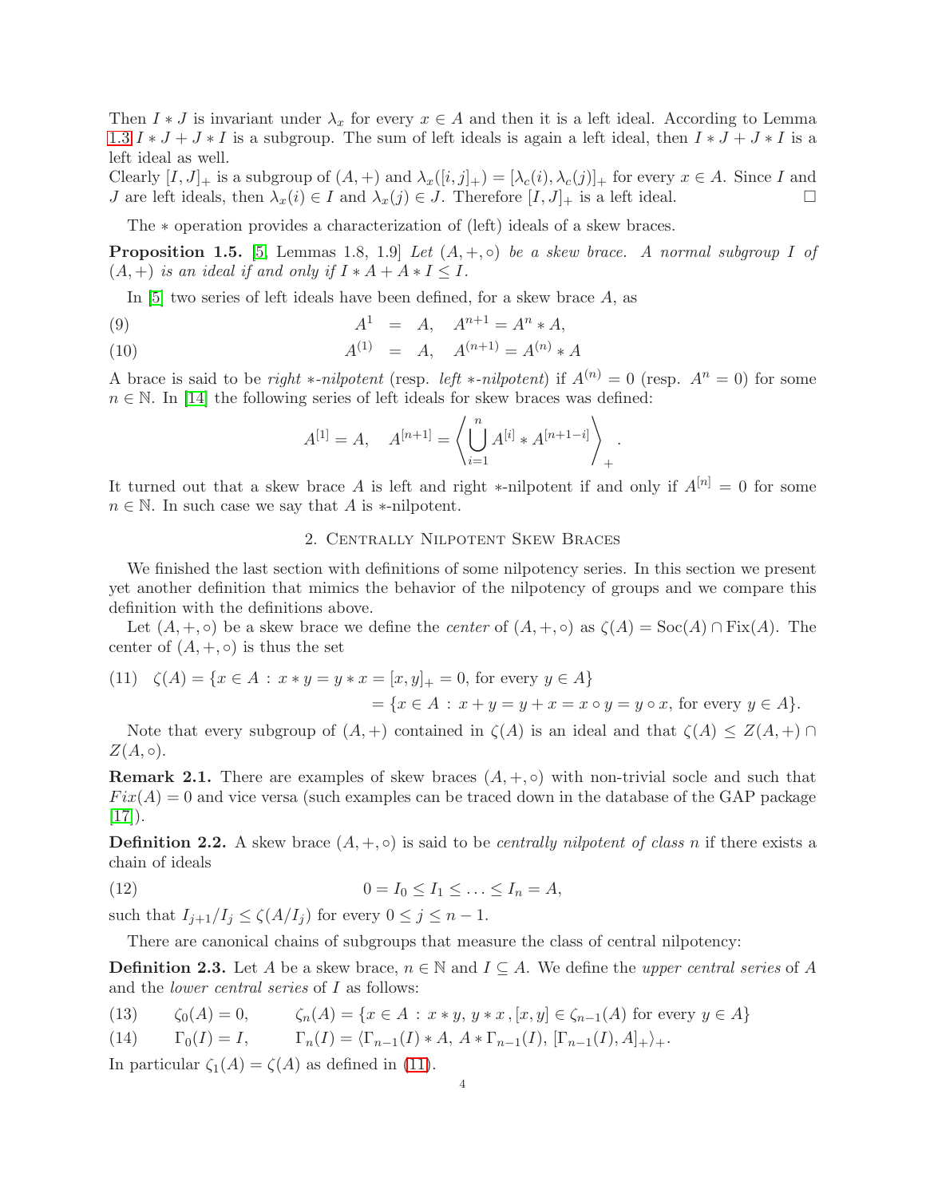Then $I * J$ is invariant under $\lambda_x$ for every $x \in A$ and then it is a left ideal. According to Lemma 1.3 $I * J + J * I$ is a subgroup. The sum of left ideals is again a left ideal, then $I * J + J * I$ is a left ideal as well.
Clearly $[I, J]_+$ is a subgroup of $(A, +)$ and $\lambda_x([i, j]_+) = [\lambda_c(i), \lambda_c(j)]_+$ for every $x \in A$. Since $I$ and $J$ are left ideals, then $\lambda_x(i) \in I$ and $\lambda_x(j) \in J$. Therefore $[I, J]_+$ is a left ideal. □

The $*$ operation provides a characterization of (left) ideals of a skew braces.

**Proposition 1.5.** [5, Lemmas 1.8, 1.9] *Let $(A, +, \circ)$ be a skew brace. A normal subgroup $I$ of $(A, +)$ is an ideal if and only if $I * A + A * I \leq I$.*

In [5] two series of left ideals have been defined, for a skew brace $A$, as

$$A^1 = A, \quad A^{n+1} = A^n * A, \tag{9}$$

$$A^{(1)} = A, \quad A^{(n+1)} = A^{(n)} * A \tag{10}$$

A brace is said to be *right $*$-nilpotent* (resp. *left $*$-nilpotent*) if $A^{(n)} = 0$ (resp. $A^n = 0$) for some $n \in \mathbb{N}$. In [14] the following series of left ideals for skew braces was defined:

$$A^{[1]} = A, \quad A^{[n+1]} = \left\langle \bigcup_{i=1}^{n} A^{[i]} * A^{[n+1-i]} \right\rangle_+ .$$

It turned out that a skew brace $A$ is left and right $*$-nilpotent if and only if $A^{[n]} = 0$ for some $n \in \mathbb{N}$. In such case we say that $A$ is $*$-nilpotent.

## 2. Centrally Nilpotent Skew Braces

We finished the last section with definitions of some nilpotency series. In this section we present yet another definition that mimics the behavior of the nilpotency of groups and we compare this definition with the definitions above.

Let $(A, +, \circ)$ be a skew brace we define the *center* of $(A, +, \circ)$ as $\zeta(A) = \mathrm{Soc}(A) \cap \mathrm{Fix}(A)$. The center of $(A, +, \circ)$ is thus the set

$$\begin{aligned} \zeta(A) &= \{x \in A \,:\, x * y = y * x = [x, y]_+ = 0, \text{ for every } y \in A\} \\ &= \{x \in A \,:\, x + y = y + x = x \circ y = y \circ x, \text{ for every } y \in A\}. \end{aligned} \tag{11}$$

Note that every subgroup of $(A, +)$ contained in $\zeta(A)$ is an ideal and that $\zeta(A) \leq Z(A, +) \cap Z(A, \circ)$.

**Remark 2.1.** There are examples of skew braces $(A, +, \circ)$ with non-trivial socle and such that $Fix(A) = 0$ and vice versa (such examples can be traced down in the database of the GAP package [17]).

**Definition 2.2.** A skew brace $(A, +, \circ)$ is said to be *centrally nilpotent of class $n$* if there exists a chain of ideals

$$0 = I_0 \leq I_1 \leq \ldots \leq I_n = A, \tag{12}$$

such that $I_{j+1}/I_j \leq \zeta(A/I_j)$ for every $0 \leq j \leq n - 1$.

There are canonical chains of subgroups that measure the class of central nilpotency:

**Definition 2.3.** Let $A$ be a skew brace, $n \in \mathbb{N}$ and $I \subseteq A$. We define the *upper central series* of $A$ and the *lower central series* of $I$ as follows:

$$\zeta_0(A) = 0, \qquad \zeta_n(A) = \{x \in A \,:\, x * y,\, y * x,\, [x, y] \in \zeta_{n-1}(A) \text{ for every } y \in A\} \tag{13}$$

$$\Gamma_0(I) = I, \qquad \Gamma_n(I) = \langle \Gamma_{n-1}(I) * A,\, A * \Gamma_{n-1}(I),\, [\Gamma_{n-1}(I), A]_+ \rangle_+. \tag{14}$$

In particular $\zeta_1(A) = \zeta(A)$ as defined in (11).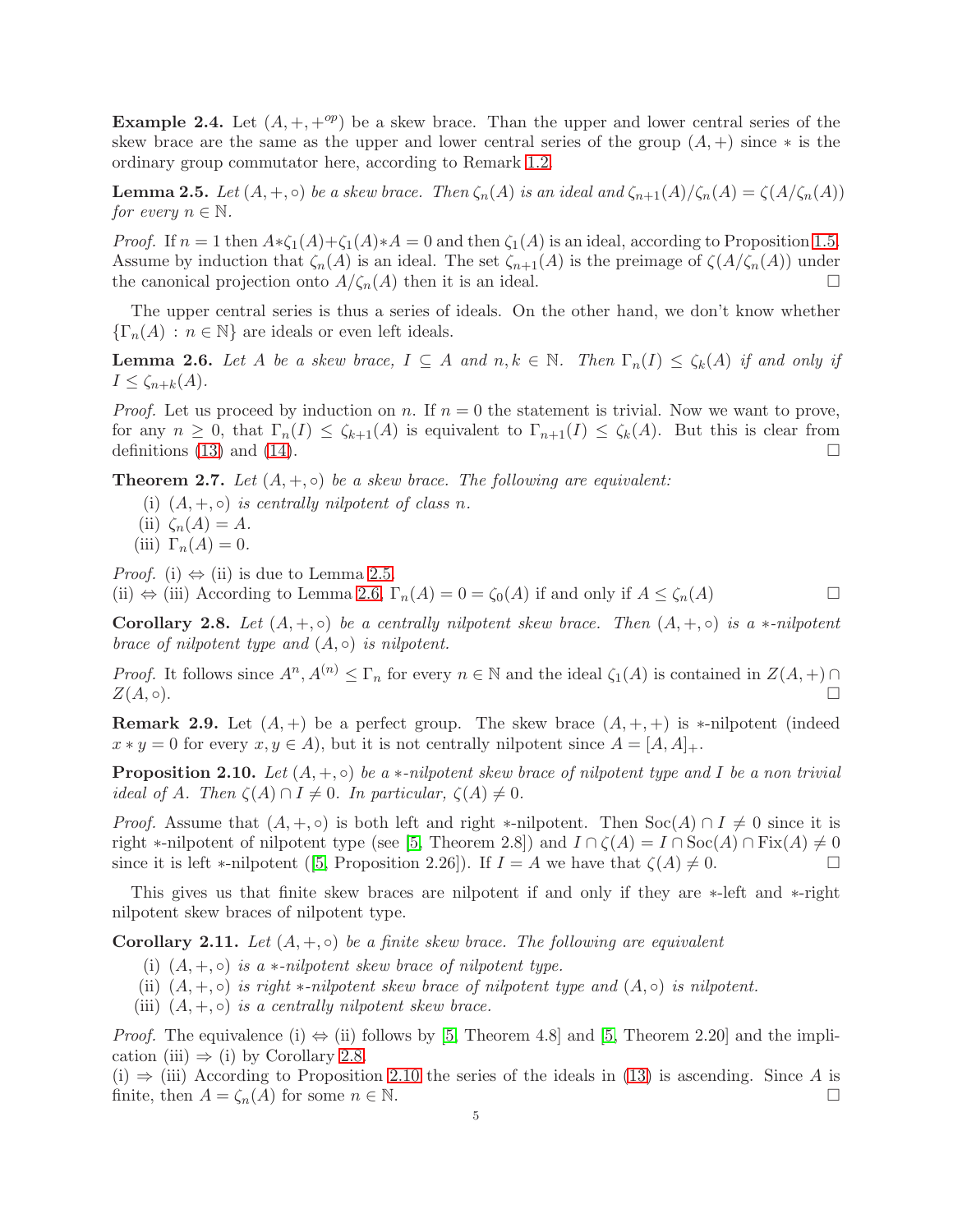**Example 2.4.** Let $(A, +, +^{op})$ be a skew brace. Than the upper and lower central series of the skew brace are the same as the upper and lower central series of the group $(A, +)$ since $*$ is the ordinary group commutator here, according to Remark 1.2.

**Lemma 2.5.** *Let $(A, +, \circ)$ be a skew brace. Then $\zeta_n(A)$ is an ideal and $\zeta_{n+1}(A)/\zeta_n(A) = \zeta(A/\zeta_n(A))$ for every $n \in \mathbb{N}$.*

*Proof.* If $n = 1$ then $A * \zeta_1(A) + \zeta_1(A) * A = 0$ and then $\zeta_1(A)$ is an ideal, according to Proposition 1.5. Assume by induction that $\zeta_n(A)$ is an ideal. The set $\zeta_{n+1}(A)$ is the preimage of $\zeta(A/\zeta_n(A))$ under the canonical projection onto $A/\zeta_n(A)$ then it is an ideal. □

The upper central series is thus a series of ideals. On the other hand, we don't know whether $\{\Gamma_n(A) : n \in \mathbb{N}\}$ are ideals or even left ideals.

**Lemma 2.6.** *Let $A$ be a skew brace, $I \subseteq A$ and $n, k \in \mathbb{N}$. Then $\Gamma_n(I) \leq \zeta_k(A)$ if and only if $I \leq \zeta_{n+k}(A)$.*

*Proof.* Let us proceed by induction on $n$. If $n = 0$ the statement is trivial. Now we want to prove, for any $n \geq 0$, that $\Gamma_n(I) \leq \zeta_{k+1}(A)$ is equivalent to $\Gamma_{n+1}(I) \leq \zeta_k(A)$. But this is clear from definitions (13) and (14). □

**Theorem 2.7.** *Let $(A, +, \circ)$ be a skew brace. The following are equivalent:*

(i) *$(A, +, \circ)$ is centrally nilpotent of class $n$.*
(ii) *$\zeta_n(A) = A$.*
(iii) *$\Gamma_n(A) = 0$.*

*Proof.* (i) $\Leftrightarrow$ (ii) is due to Lemma 2.5.
(ii) $\Leftrightarrow$ (iii) According to Lemma 2.6, $\Gamma_n(A) = 0 = \zeta_0(A)$ if and only if $A \leq \zeta_n(A)$ □

**Corollary 2.8.** *Let $(A, +, \circ)$ be a centrally nilpotent skew brace. Then $(A, +, \circ)$ is a $*$-nilpotent brace of nilpotent type and $(A, \circ)$ is nilpotent.*

*Proof.* It follows since $A^n, A^{(n)} \leq \Gamma_n$ for every $n \in \mathbb{N}$ and the ideal $\zeta_1(A)$ is contained in $Z(A, +) \cap Z(A, \circ)$. □

**Remark 2.9.** Let $(A, +)$ be a perfect group. The skew brace $(A, +, +)$ is $*$-nilpotent (indeed $x * y = 0$ for every $x, y \in A$), but it is not centrally nilpotent since $A = [A, A]_+$.

**Proposition 2.10.** *Let $(A, +, \circ)$ be a $*$-nilpotent skew brace of nilpotent type and $I$ be a non trivial ideal of $A$. Then $\zeta(A) \cap I \neq 0$. In particular, $\zeta(A) \neq 0$.*

*Proof.* Assume that $(A, +, \circ)$ is both left and right $*$-nilpotent. Then $\mathrm{Soc}(A) \cap I \neq 0$ since it is right $*$-nilpotent of nilpotent type (see [5, Theorem 2.8]) and $I \cap \zeta(A) = I \cap \mathrm{Soc}(A) \cap \mathrm{Fix}(A) \neq 0$ since it is left $*$-nilpotent ([5, Proposition 2.26]). If $I = A$ we have that $\zeta(A) \neq 0$. □

This gives us that finite skew braces are nilpotent if and only if they are $*$-left and $*$-right nilpotent skew braces of nilpotent type.

**Corollary 2.11.** *Let $(A, +, \circ)$ be a finite skew brace. The following are equivalent*

(i) *$(A, +, \circ)$ is a $*$-nilpotent skew brace of nilpotent type.*
(ii) *$(A, +, \circ)$ is right $*$-nilpotent skew brace of nilpotent type and $(A, \circ)$ is nilpotent.*
(iii) *$(A, +, \circ)$ is a centrally nilpotent skew brace.*

*Proof.* The equivalence (i) $\Leftrightarrow$ (ii) follows by [5, Theorem 4.8] and [5, Theorem 2.20] and the implication (iii) $\Rightarrow$ (i) by Corollary 2.8.
(i) $\Rightarrow$ (iii) According to Proposition 2.10 the series of the ideals in (13) is ascending. Since $A$ is finite, then $A = \zeta_n(A)$ for some $n \in \mathbb{N}$. □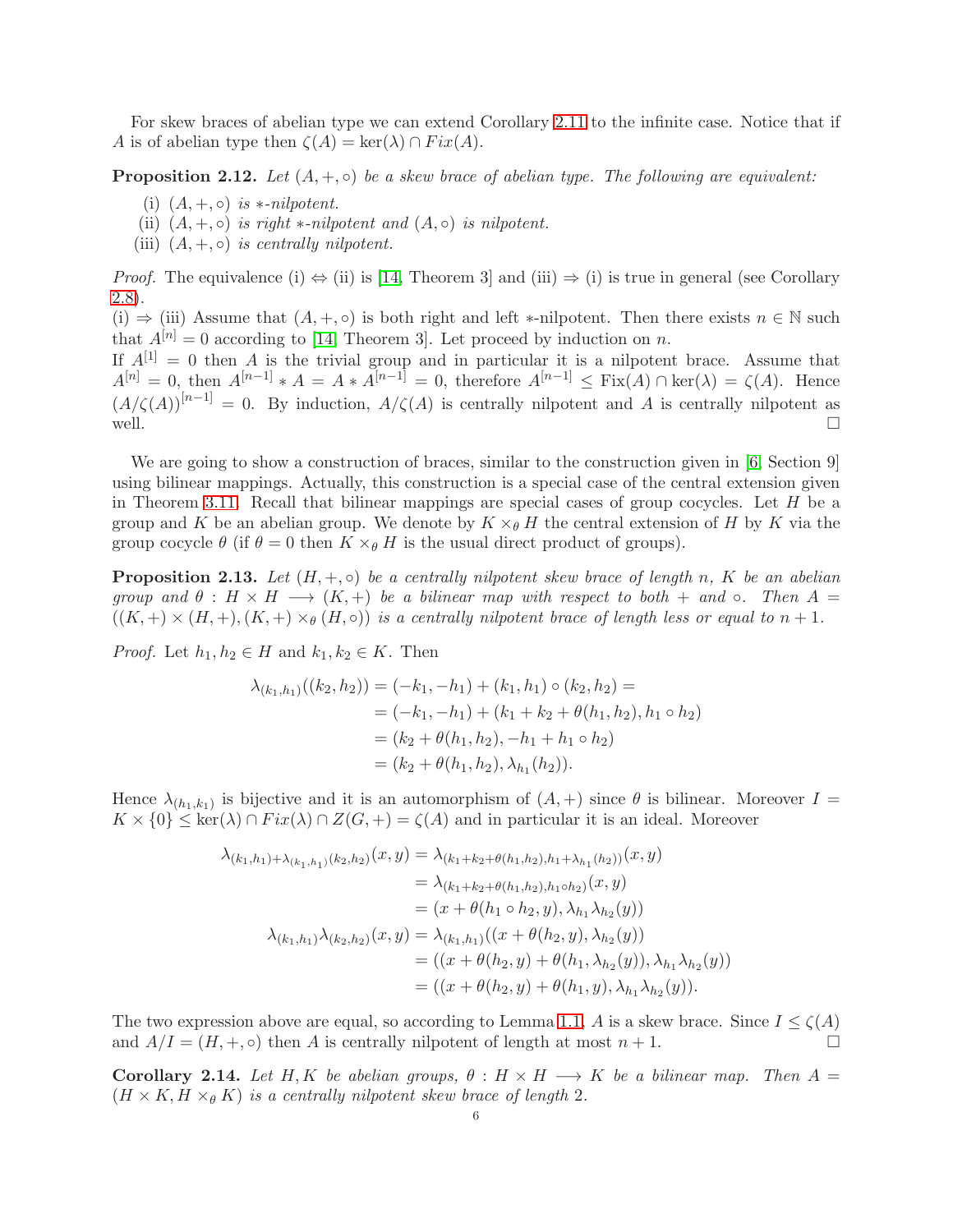For skew braces of abelian type we can extend Corollary 2.11 to the infinite case. Notice that if $A$ is of abelian type then $\zeta(A) = \ker(\lambda) \cap Fix(A)$.

**Proposition 2.12.** *Let $(A, +, \circ)$ be a skew brace of abelian type. The following are equivalent:*

- (i) *$(A, +, \circ)$ is $*$-nilpotent.*
- (ii) *$(A, +, \circ)$ is right $*$-nilpotent and $(A, \circ)$ is nilpotent.*
- (iii) *$(A, +, \circ)$ is centrally nilpotent.*

*Proof.* The equivalence (i) $\Leftrightarrow$ (ii) is [14, Theorem 3] and (iii) $\Rightarrow$ (i) is true in general (see Corollary 2.8).

(i) $\Rightarrow$ (iii) Assume that $(A, +, \circ)$ is both right and left $*$-nilpotent. Then there exists $n \in \mathbb{N}$ such that $A^{[n]} = 0$ according to [14, Theorem 3]. Let proceed by induction on $n$.

If $A^{[1]} = 0$ then $A$ is the trivial group and in particular it is a nilpotent brace. Assume that $A^{[n]} = 0$, then $A^{[n-1]} * A = A * A^{[n-1]} = 0$, therefore $A^{[n-1]} \leq \mathrm{Fix}(A) \cap \ker(\lambda) = \zeta(A)$. Hence $(A/\zeta(A))^{[n-1]} = 0$. By induction, $A/\zeta(A)$ is centrally nilpotent and $A$ is centrally nilpotent as well. $\square$

We are going to show a construction of braces, similar to the construction given in [6, Section 9] using bilinear mappings. Actually, this construction is a special case of the central extension given in Theorem 3.11. Recall that bilinear mappings are special cases of group cocycles. Let $H$ be a group and $K$ be an abelian group. We denote by $K \times_\theta H$ the central extension of $H$ by $K$ via the group cocycle $\theta$ (if $\theta = 0$ then $K \times_\theta H$ is the usual direct product of groups).

**Proposition 2.13.** *Let $(H, +, \circ)$ be a centrally nilpotent skew brace of length $n$, $K$ be an abelian group and $\theta : H \times H \longrightarrow (K, +)$ be a bilinear map with respect to both $+$ and $\circ$. Then $A = ((K, +) \times (H, +), (K, +) \times_\theta (H, \circ))$ is a centrally nilpotent brace of length less or equal to $n + 1$.*

*Proof.* Let $h_1, h_2 \in H$ and $k_1, k_2 \in K$. Then

$$
\begin{aligned}
\lambda_{(k_1,h_1)}((k_2, h_2)) &= (-k_1, -h_1) + (k_1, h_1) \circ (k_2, h_2) = \\
&= (-k_1, -h_1) + (k_1 + k_2 + \theta(h_1, h_2), h_1 \circ h_2) \\
&= (k_2 + \theta(h_1, h_2), -h_1 + h_1 \circ h_2) \\
&= (k_2 + \theta(h_1, h_2), \lambda_{h_1}(h_2)).
\end{aligned}
$$

Hence $\lambda_{(h_1,k_1)}$ is bijective and it is an automorphism of $(A, +)$ since $\theta$ is bilinear. Moreover $I = K \times \{0\} \leq \ker(\lambda) \cap Fix(\lambda) \cap Z(G, +) = \zeta(A)$ and in particular it is an ideal. Moreover

$$
\begin{aligned}
\lambda_{(k_1,h_1)+\lambda_{(k_1,h_1)}(k_2,h_2)}(x, y) &= \lambda_{(k_1+k_2+\theta(h_1,h_2),h_1+\lambda_{h_1}(h_2))}(x, y) \\
&= \lambda_{(k_1+k_2+\theta(h_1,h_2),h_1 \circ h_2)}(x, y) \\
&= (x + \theta(h_1 \circ h_2, y), \lambda_{h_1}\lambda_{h_2}(y)) \\
\lambda_{(k_1,h_1)}\lambda_{(k_2,h_2)}(x, y) &= \lambda_{(k_1,h_1)}((x + \theta(h_2, y), \lambda_{h_2}(y)) \\
&= ((x + \theta(h_2, y) + \theta(h_1, \lambda_{h_2}(y)), \lambda_{h_1}\lambda_{h_2}(y)) \\
&= ((x + \theta(h_2, y) + \theta(h_1, y), \lambda_{h_1}\lambda_{h_2}(y)).
\end{aligned}
$$

The two expression above are equal, so according to Lemma 1.1, $A$ is a skew brace. Since $I \leq \zeta(A)$ and $A/I = (H, +, \circ)$ then $A$ is centrally nilpotent of length at most $n + 1$. $\square$

**Corollary 2.14.** *Let $H, K$ be abelian groups, $\theta : H \times H \longrightarrow K$ be a bilinear map. Then $A = (H \times K, H \times_\theta K)$ is a centrally nilpotent skew brace of length 2.*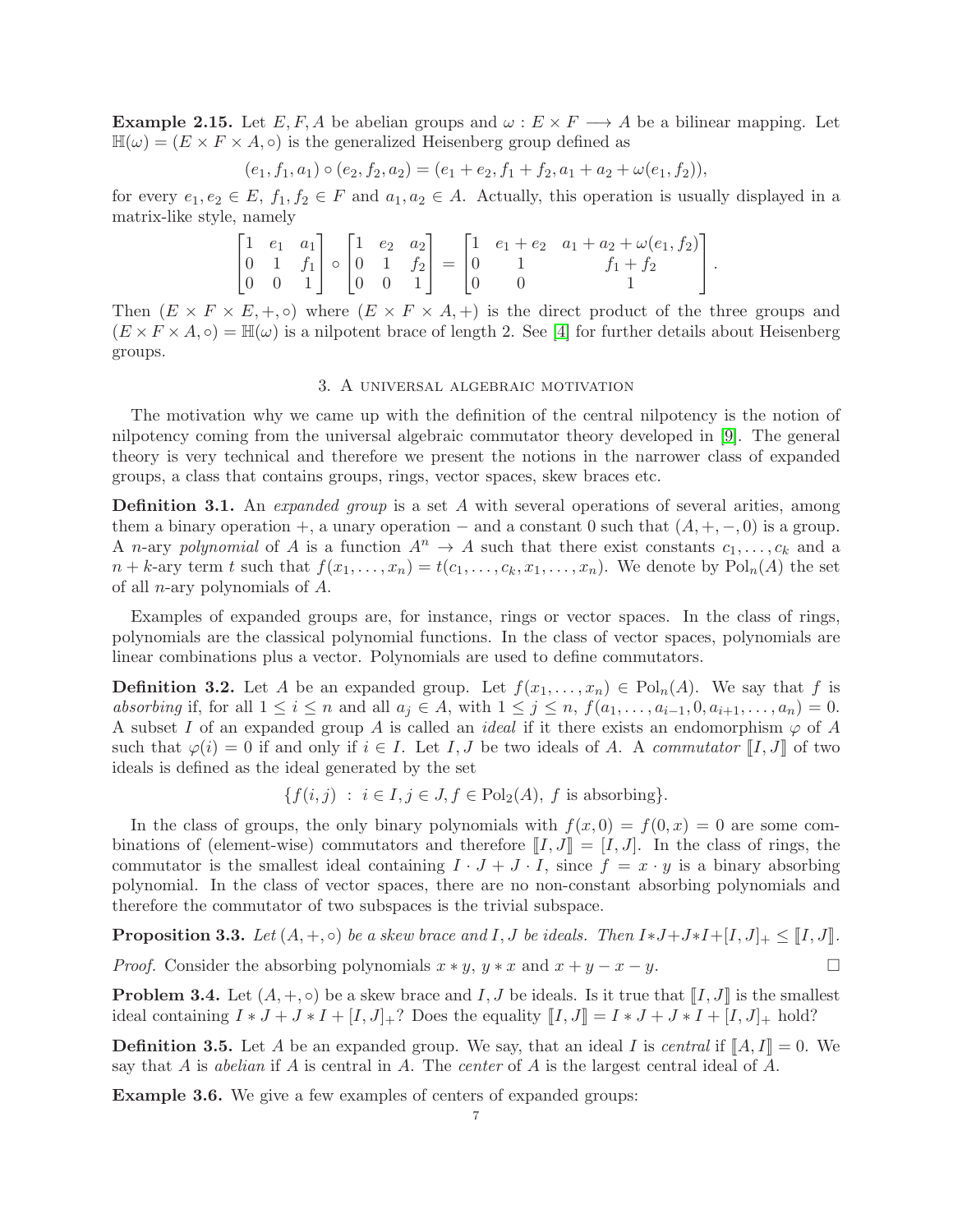**Example 2.15.** Let $E, F, A$ be abelian groups and $\omega : E \times F \longrightarrow A$ be a bilinear mapping. Let $\mathbb{H}(\omega) = (E \times F \times A, \circ)$ is the generalized Heisenberg group defined as

$$(e_1, f_1, a_1) \circ (e_2, f_2, a_2) = (e_1 + e_2, f_1 + f_2, a_1 + a_2 + \omega(e_1, f_2)),$$

for every $e_1, e_2 \in E$, $f_1, f_2 \in F$ and $a_1, a_2 \in A$. Actually, this operation is usually displayed in a matrix-like style, namely

$$\begin{bmatrix} 1 & e_1 & a_1 \\ 0 & 1 & f_1 \\ 0 & 0 & 1 \end{bmatrix} \circ \begin{bmatrix} 1 & e_2 & a_2 \\ 0 & 1 & f_2 \\ 0 & 0 & 1 \end{bmatrix} = \begin{bmatrix} 1 & e_1 + e_2 & a_1 + a_2 + \omega(e_1, f_2) \\ 0 & 1 & f_1 + f_2 \\ 0 & 0 & 1 \end{bmatrix}.$$

Then $(E \times F \times E, +, \circ)$ where $(E \times F \times A, +)$ is the direct product of the three groups and $(E \times F \times A, \circ) = \mathbb{H}(\omega)$ is a nilpotent brace of length 2. See [4] for further details about Heisenberg groups.

## 3. A universal algebraic motivation

The motivation why we came up with the definition of the central nilpotency is the notion of nilpotency coming from the universal algebraic commutator theory developed in [9]. The general theory is very technical and therefore we present the notions in the narrower class of expanded groups, a class that contains groups, rings, vector spaces, skew braces etc.

**Definition 3.1.** An *expanded group* is a set $A$ with several operations of several arities, among them a binary operation $+$, a unary operation $-$ and a constant $0$ such that $(A, +, -, 0)$ is a group. A $n$-ary *polynomial* of $A$ is a function $A^n \to A$ such that there exist constants $c_1, \dots, c_k$ and a $n + k$-ary term $t$ such that $f(x_1, \dots, x_n) = t(c_1, \dots, c_k, x_1, \dots, x_n)$. We denote by $\mathrm{Pol}_n(A)$ the set of all $n$-ary polynomials of $A$.

Examples of expanded groups are, for instance, rings or vector spaces. In the class of rings, polynomials are the classical polynomial functions. In the class of vector spaces, polynomials are linear combinations plus a vector. Polynomials are used to define commutators.

**Definition 3.2.** Let $A$ be an expanded group. Let $f(x_1, \dots, x_n) \in \mathrm{Pol}_n(A)$. We say that $f$ is *absorbing* if, for all $1 \le i \le n$ and all $a_j \in A$, with $1 \le j \le n$, $f(a_1, \dots, a_{i-1}, 0, a_{i+1}, \dots, a_n) = 0$. A subset $I$ of an expanded group $A$ is called an *ideal* if it there exists an endomorphism $\varphi$ of $A$ such that $\varphi(i) = 0$ if and only if $i \in I$. Let $I, J$ be two ideals of $A$. A *commutator* $[\![I, J]\!]$ of two ideals is defined as the ideal generated by the set

$$\{f(i, j) \ : \ i \in I, j \in J, f \in \mathrm{Pol}_2(A),\ f \text{ is absorbing}\}.$$

In the class of groups, the only binary polynomials with $f(x, 0) = f(0, x) = 0$ are some combinations of (element-wise) commutators and therefore $[\![I, J]\!] = [I, J]$. In the class of rings, the commutator is the smallest ideal containing $I \cdot J + J \cdot I$, since $f = x \cdot y$ is a binary absorbing polynomial. In the class of vector spaces, there are no non-constant absorbing polynomials and therefore the commutator of two subspaces is the trivial subspace.

**Proposition 3.3.** *Let $(A, +, \circ)$ be a skew brace and $I, J$ be ideals. Then $I * J + J * I + [I, J]_+ \le [\![I, J]\!]$.*

*Proof.* Consider the absorbing polynomials $x * y$, $y * x$ and $x + y - x - y$. $\square$

**Problem 3.4.** Let $(A, +, \circ)$ be a skew brace and $I, J$ be ideals. Is it true that $[\![I, J]\!]$ is the smallest ideal containing $I * J + J * I + [I, J]_+$? Does the equality $[\![I, J]\!] = I * J + J * I + [I, J]_+$ hold?

**Definition 3.5.** Let $A$ be an expanded group. We say, that an ideal $I$ is *central* if $[\![A, I]\!] = 0$. We say that $A$ is *abelian* if $A$ is central in $A$. The *center* of $A$ is the largest central ideal of $A$.

**Example 3.6.** We give a few examples of centers of expanded groups: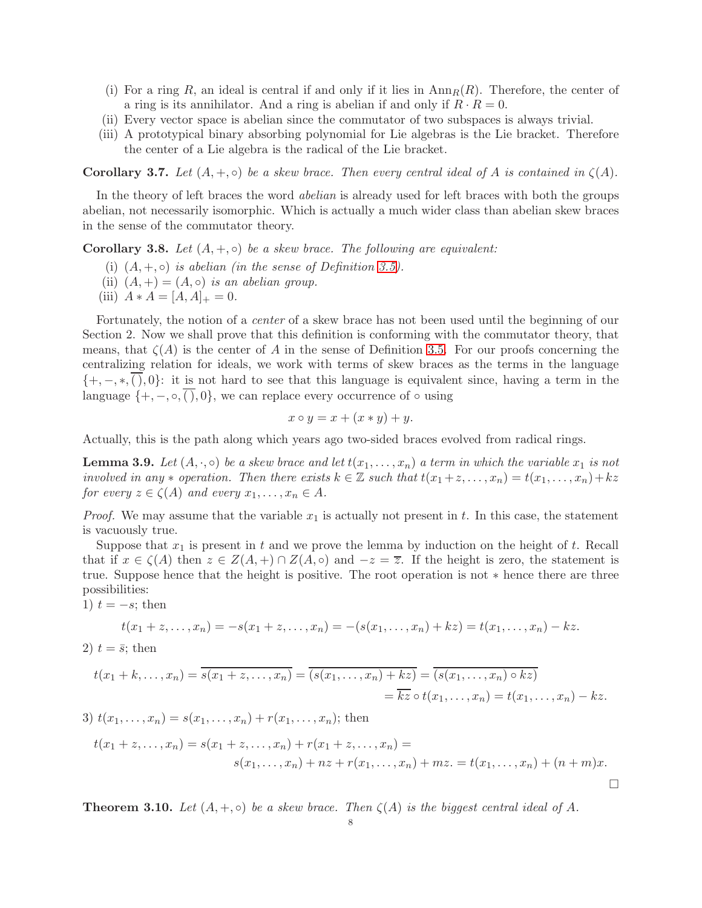(i) For a ring $R$, an ideal is central if and only if it lies in $\mathrm{Ann}_R(R)$. Therefore, the center of a ring is its annihilator. And a ring is abelian if and only if $R \cdot R = 0$.
(ii) Every vector space is abelian since the commutator of two subspaces is always trivial.
(iii) A prototypical binary absorbing polynomial for Lie algebras is the Lie bracket. Therefore the center of a Lie algebra is the radical of the Lie bracket.

**Corollary 3.7.** *Let $(A, +, \circ)$ be a skew brace. Then every central ideal of $A$ is contained in $\zeta(A)$.*

In the theory of left braces the word *abelian* is already used for left braces with both the groups abelian, not necessarily isomorphic. Which is actually a much wider class than abelian skew braces in the sense of the commutator theory.

**Corollary 3.8.** *Let $(A, +, \circ)$ be a skew brace. The following are equivalent:*

(i) *$(A, +, \circ)$ is abelian (in the sense of Definition 3.5).*
(ii) *$(A, +) = (A, \circ)$ is an abelian group.*
(iii) *$A * A = [A, A]_+ = 0$.*

Fortunately, the notion of a *center* of a skew brace has not been used until the beginning of our Section 2. Now we shall prove that this definition is conforming with the commutator theory, that means, that $\zeta(A)$ is the center of $A$ in the sense of Definition 3.5. For our proofs concerning the centralizing relation for ideals, we work with terms of skew braces as the terms in the language $\{+, -, *, \overline{()}, 0\}$: it is not hard to see that this language is equivalent since, having a term in the language $\{+, -, \circ, \overline{()}, 0\}$, we can replace every occurrence of $\circ$ using

$$x \circ y = x + (x * y) + y.$$

Actually, this is the path along which years ago two-sided braces evolved from radical rings.

**Lemma 3.9.** *Let $(A, \cdot, \circ)$ be a skew brace and let $t(x_1, \dots, x_n)$ a term in which the variable $x_1$ is not involved in any $*$ operation. Then there exists $k \in \mathbb{Z}$ such that $t(x_1 + z, \dots, x_n) = t(x_1, \dots, x_n) + kz$ for every $z \in \zeta(A)$ and every $x_1, \dots, x_n \in A$.*

*Proof.* We may assume that the variable $x_1$ is actually not present in $t$. In this case, the statement is vacuously true.

Suppose that $x_1$ is present in $t$ and we prove the lemma by induction on the height of $t$. Recall that if $x \in \zeta(A)$ then $z \in Z(A, +) \cap Z(A, \circ)$ and $-z = \overline{z}$. If the height is zero, the statement is true. Suppose hence that the height is positive. The root operation is not $*$ hence there are three possibilities:

1) $t = -s$; then

$$t(x_1 + z, \dots, x_n) = -s(x_1 + z, \dots, x_n) = -(s(x_1, \dots, x_n) + kz) = t(x_1, \dots, x_n) - kz.$$

2) $t = \bar{s}$; then

$$\begin{aligned} t(x_1 + k, \dots, x_n) = \overline{s(x_1 + z, \dots, x_n)} = \overline{(s(x_1, \dots, x_n) + kz)} = \overline{(s(x_1, \dots, x_n) \circ kz)} \\ = \overline{kz} \circ t(x_1, \dots, x_n) = t(x_1, \dots, x_n) - kz. \end{aligned}$$

3) $t(x_1, \dots, x_n) = s(x_1, \dots, x_n) + r(x_1, \dots, x_n)$; then

$$\begin{aligned} t(x_1 + z, \dots, x_n) = s(x_1 + z, \dots, x_n) + r(x_1 + z, \dots, x_n) = \\ s(x_1, \dots, x_n) + nz + r(x_1, \dots, x_n) + mz. = t(x_1, \dots, x_n) + (n + m)x. \end{aligned}$$

□

**Theorem 3.10.** *Let $(A, +, \circ)$ be a skew brace. Then $\zeta(A)$ is the biggest central ideal of $A$.*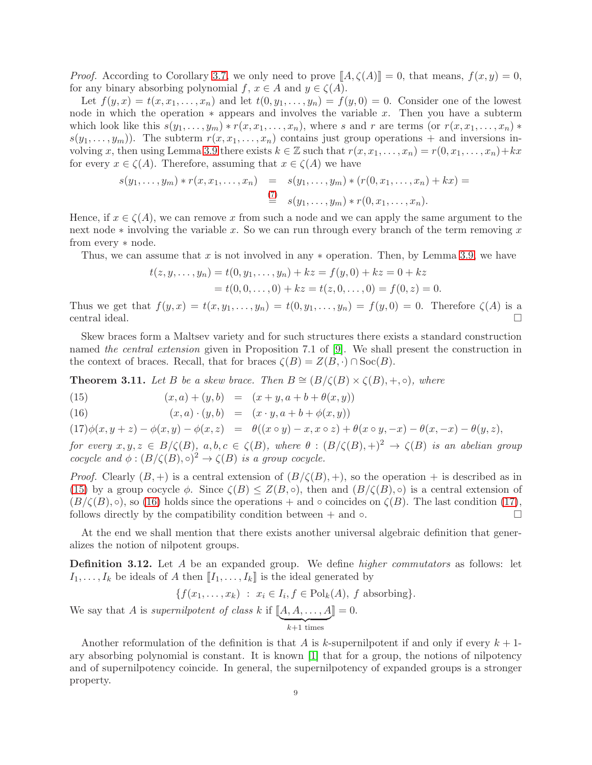*Proof.* According to Corollary 3.7, we only need to prove $[\![A, \zeta(A)]\!] = 0$, that means, $f(x, y) = 0$, for any binary absorbing polynomial $f$, $x \in A$ and $y \in \zeta(A)$.

Let $f(y, x) = t(x, x_1, \dots, x_n)$ and let $t(0, y_1, \dots, y_n) = f(y, 0) = 0$. Consider one of the lowest node in which the operation $*$ appears and involves the variable $x$. Then you have a subterm which look like this $s(y_1, \dots, y_m) * r(x, x_1, \dots, x_n)$, where $s$ and $r$ are terms (or $r(x, x_1, \dots, x_n) * s(y_1, \dots, y_m)$). The subterm $r(x, x_1, \dots, x_n)$ contains just group operations $+$ and inversions involving $x$, then using Lemma 3.9 there exists $k \in \mathbb{Z}$ such that $r(x, x_1, \dots, x_n) = r(0, x_1, \dots, x_n) + kx$ for every $x \in \zeta(A)$. Therefore, assuming that $x \in \zeta(A)$ we have

$$
\begin{aligned}
s(y_1, \dots, y_m) * r(x, x_1, \dots, x_n) &= s(y_1, \dots, y_m) * (r(0, x_1, \dots, x_n) + kx) = \\
&\overset{(7)}{=} s(y_1, \dots, y_m) * r(0, x_1, \dots, x_n).
\end{aligned}
$$

Hence, if $x \in \zeta(A)$, we can remove $x$ from such a node and we can apply the same argument to the next node $*$ involving the variable $x$. So we can run through every branch of the term removing $x$ from every $*$ node.

Thus, we can assume that $x$ is not involved in any $*$ operation. Then, by Lemma 3.9, we have

$$
\begin{aligned}
t(z, y, \dots, y_n) &= t(0, y_1, \dots, y_n) + kz = f(y, 0) + kz = 0 + kz \\
&= t(0, 0, \dots, 0) + kz = t(z, 0, \dots, 0) = f(0, z) = 0.
\end{aligned}
$$

Thus we get that $f(y, x) = t(x, y_1, \dots, y_n) = t(0, y_1, \dots, y_n) = f(y, 0) = 0$. Therefore $\zeta(A)$ is a central ideal. $\square$

Skew braces form a Maltsev variety and for such structures there exists a standard construction named *the central extension* given in Proposition 7.1 of [9]. We shall present the construction in the context of braces. Recall, that for braces $\zeta(B) = Z(B, \cdot) \cap \mathrm{Soc}(B)$.

**Theorem 3.11.** *Let $B$ be a skew brace. Then $B \cong (B/\zeta(B) \times \zeta(B), +, \circ)$, where*

$$
\begin{aligned}
&(15) \qquad & (x, a) + (y, b) &= (x + y, a + b + \theta(x, y)) \\
&(16) \qquad & (x, a) \cdot (y, b) &= (x \cdot y, a + b + \phi(x, y)) \\
&(17) \qquad & \phi(x, y + z) - \phi(x, y) - \phi(x, z) &= \theta((x \circ y) - x, x \circ z) + \theta(x \circ y, -x) - \theta(x, -x) - \theta(y, z),
\end{aligned}
$$

*for every $x, y, z \in B/\zeta(B)$, $a, b, c \in \zeta(B)$, where $\theta : (B/\zeta(B), +)^2 \to \zeta(B)$ is an abelian group cocycle and $\phi : (B/\zeta(B), \circ)^2 \to \zeta(B)$ is a group cocycle.*

*Proof.* Clearly $(B, +)$ is a central extension of $(B/\zeta(B), +)$, so the operation $+$ is described as in (15) by a group cocycle $\phi$. Since $\zeta(B) \leq Z(B, \circ)$, then and $(B/\zeta(B), \circ)$ is a central extension of $(B/\zeta(B), \circ)$, so (16) holds since the operations $+$ and $\circ$ coincides on $\zeta(B)$. The last condition (17), follows directly by the compatibility condition between $+$ and $\circ$. $\square$

At the end we shall mention that there exists another universal algebraic definition that generalizes the notion of nilpotent groups.

**Definition 3.12.** Let $A$ be an expanded group. We define *higher commutators* as follows: let $I_1, \dots, I_k$ be ideals of $A$ then $[\![I_1, \dots, I_k]\!]$ is the ideal generated by

$$\{f(x_1, \dots, x_k) \ : \ x_i \in I_i, f \in \mathrm{Pol}_k(A),\ f \text{ absorbing}\}.$$

We say that $A$ is *supernilpotent of class $k$* if $[\![\underbrace{A, A, \dots, A}_{k+1 \text{ times}}]\!] = 0$.

Another reformulation of the definition is that $A$ is $k$-supernilpotent if and only if every $k + 1$-ary absorbing polynomial is constant. It is known [1] that for a group, the notions of nilpotency and of supernilpotency coincide. In general, the supernilpotency of expanded groups is a stronger property.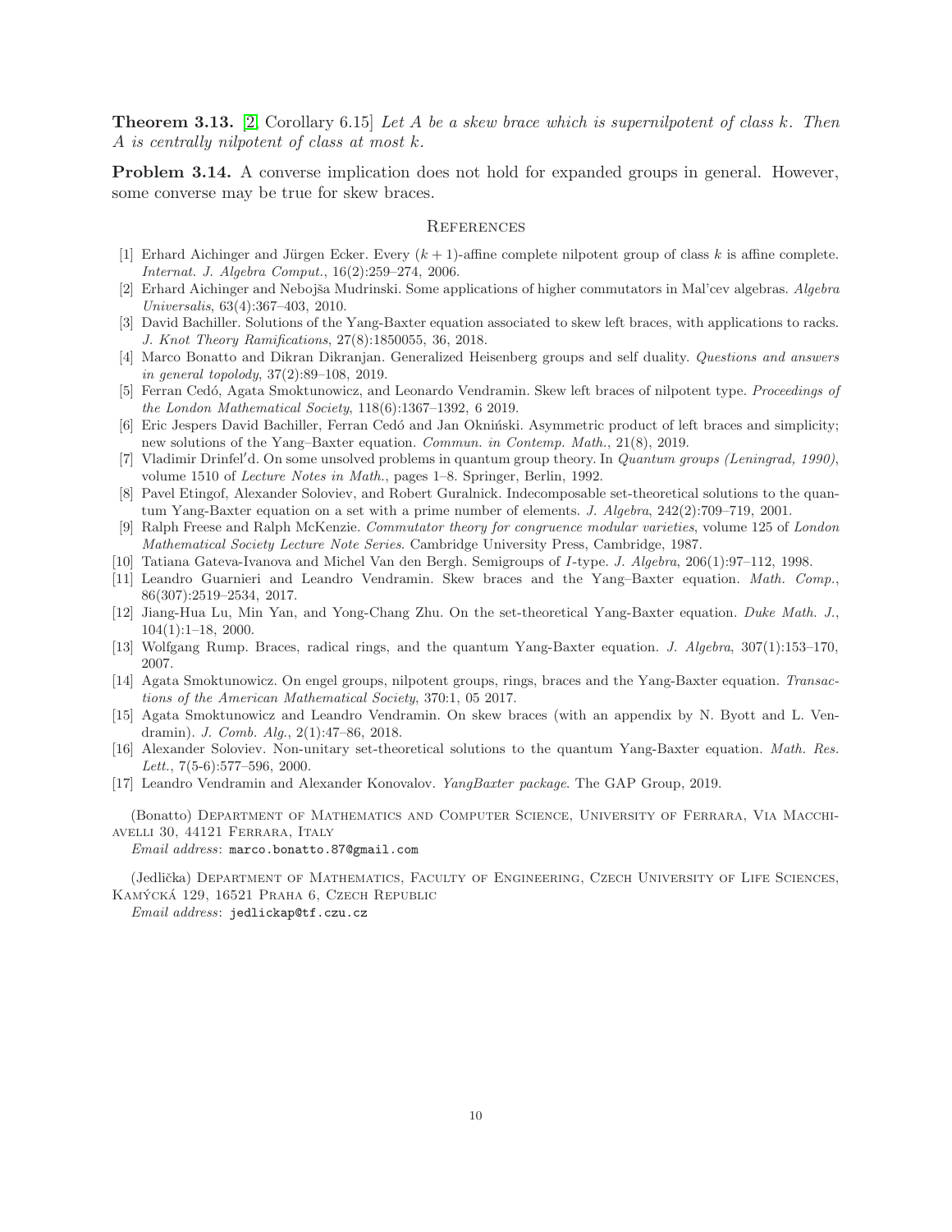**Theorem 3.13.** [2, Corollary 6.15] *Let $A$ be a skew brace which is supernilpotent of class $k$. Then $A$ is centrally nilpotent of class at most $k$.*

**Problem 3.14.** A converse implication does not hold for expanded groups in general. However, some converse may be true for skew braces.

## References

[1] Erhard Aichinger and Jürgen Ecker. Every $(k+1)$-affine complete nilpotent group of class $k$ is affine complete. *Internat. J. Algebra Comput.*, 16(2):259–274, 2006.

[2] Erhard Aichinger and Nebojša Mudrinski. Some applications of higher commutators in Mal'cev algebras. *Algebra Universalis*, 63(4):367–403, 2010.

[3] David Bachiller. Solutions of the Yang-Baxter equation associated to skew left braces, with applications to racks. *J. Knot Theory Ramifications*, 27(8):1850055, 36, 2018.

[4] Marco Bonatto and Dikran Dikranjan. Generalized Heisenberg groups and self duality. *Questions and answers in general topolody*, 37(2):89–108, 2019.

[5] Ferran Cedó, Agata Smoktunowicz, and Leonardo Vendramin. Skew left braces of nilpotent type. *Proceedings of the London Mathematical Society*, 118(6):1367–1392, 6 2019.

[6] Eric Jespers David Bachiller, Ferran Cedó and Jan Okniński. Asymmetric product of left braces and simplicity; new solutions of the Yang–Baxter equation. *Commun. in Contemp. Math.*, 21(8), 2019.

[7] Vladimir Drinfel′d. On some unsolved problems in quantum group theory. In *Quantum groups (Leningrad, 1990)*, volume 1510 of *Lecture Notes in Math.*, pages 1–8. Springer, Berlin, 1992.

[8] Pavel Etingof, Alexander Soloviev, and Robert Guralnick. Indecomposable set-theoretical solutions to the quantum Yang-Baxter equation on a set with a prime number of elements. *J. Algebra*, 242(2):709–719, 2001.

[9] Ralph Freese and Ralph McKenzie. *Commutator theory for congruence modular varieties*, volume 125 of *London Mathematical Society Lecture Note Series*. Cambridge University Press, Cambridge, 1987.

[10] Tatiana Gateva-Ivanova and Michel Van den Bergh. Semigroups of $I$-type. *J. Algebra*, 206(1):97–112, 1998.

[11] Leandro Guarnieri and Leandro Vendramin. Skew braces and the Yang–Baxter equation. *Math. Comp.*, 86(307):2519–2534, 2017.

[12] Jiang-Hua Lu, Min Yan, and Yong-Chang Zhu. On the set-theoretical Yang-Baxter equation. *Duke Math. J.*, 104(1):1–18, 2000.

[13] Wolfgang Rump. Braces, radical rings, and the quantum Yang-Baxter equation. *J. Algebra*, 307(1):153–170, 2007.

[14] Agata Smoktunowicz. On engel groups, nilpotent groups, rings, braces and the Yang-Baxter equation. *Transactions of the American Mathematical Society*, 370:1, 05 2017.

[15] Agata Smoktunowicz and Leandro Vendramin. On skew braces (with an appendix by N. Byott and L. Vendramin). *J. Comb. Alg.*, 2(1):47–86, 2018.

[16] Alexander Soloviev. Non-unitary set-theoretical solutions to the quantum Yang-Baxter equation. *Math. Res. Lett.*, 7(5-6):577–596, 2000.

[17] Leandro Vendramin and Alexander Konovalov. *YangBaxter package*. The GAP Group, 2019.

(Bonatto) Department of Mathematics and Computer Science, University of Ferrara, Via Macchiavelli 30, 44121 Ferrara, Italy

*Email address*: marco.bonatto.87@gmail.com

(Jedlička) Department of Mathematics, Faculty of Engineering, Czech University of Life Sciences, Kamýcká 129, 16521 Praha 6, Czech Republic

*Email address*: jedlickap@tf.czu.cz